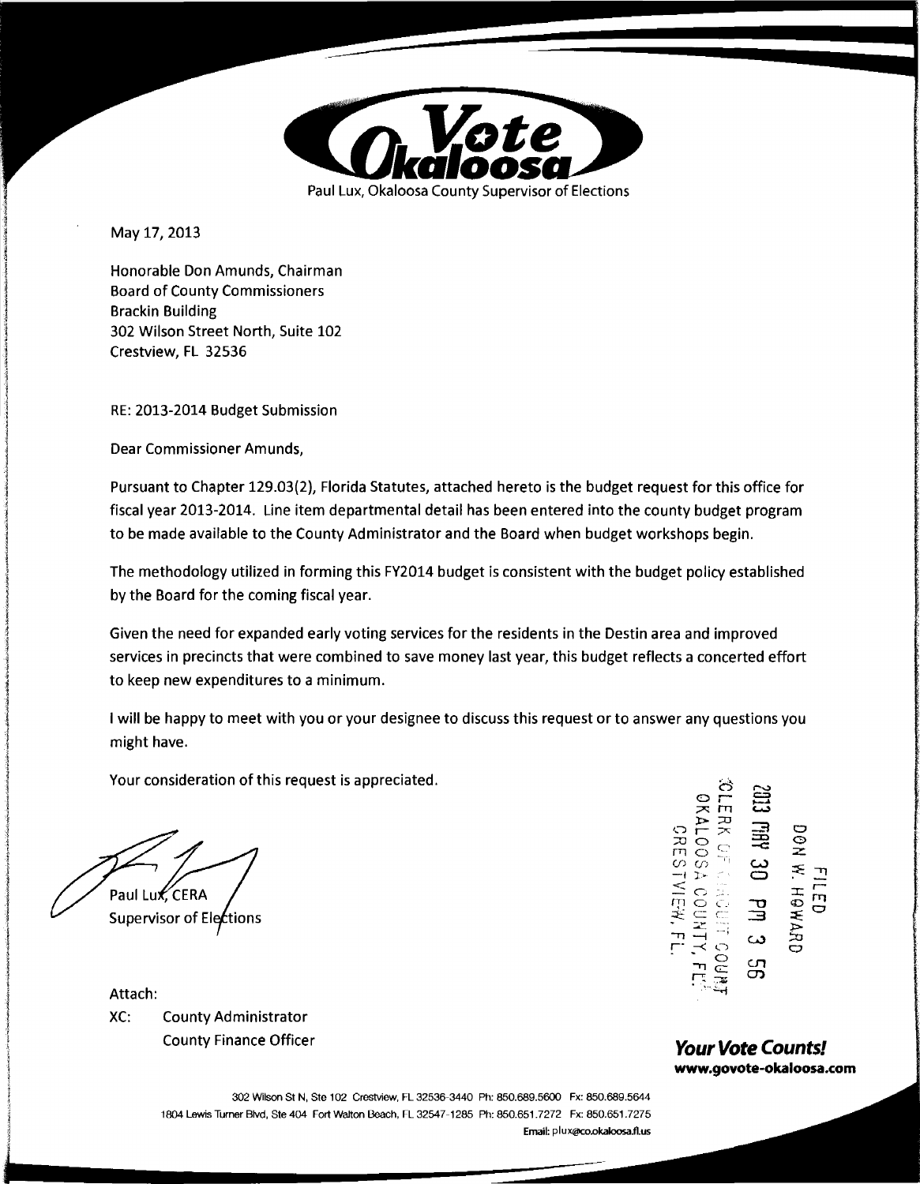# Vote Okaloosa

Paul Lux, Okaloosa County Supervisor of Elections

May 17, 2013

Honorable Don Amunds, Chairman
Board of County Commissioners
Brackin Building
302 Wilson Street North, Suite 102
Crestview, FL 32536

RE: 2013-2014 Budget Submission

Dear Commissioner Amunds,

Pursuant to Chapter 129.03(2), Florida Statutes, attached hereto is the budget request for this office for fiscal year 2013-2014. Line item departmental detail has been entered into the county budget program to be made available to the County Administrator and the Board when budget workshops begin.

The methodology utilized in forming this FY2014 budget is consistent with the budget policy established by the Board for the coming fiscal year.

Given the need for expanded early voting services for the residents in the Destin area and improved services in precincts that were combined to save money last year, this budget reflects a concerted effort to keep new expenditures to a minimum.

I will be happy to meet with you or your designee to discuss this request or to answer any questions you might have.

Your consideration of this request is appreciated.

Paul Lux, CERA
Supervisor of Elections

FILED
DON W. HOWARD
2013 MAY 30 PM 3 56
CLERK OF CIRCUIT COURT
OKALOOSA COUNTY, FL
CRESTVIEW, FL

Attach:

XC: County Administrator
County Finance Officer

***Your Vote Counts!***
**www.govote-okaloosa.com**

302 Wilson St N, Ste 102 Crestview, FL 32536-3440 Ph: 850.689.5600 Fx: 850.689.5644
1804 Lewis Turner Blvd, Ste 404 Fort Walton Beach, FL 32547-1285 Ph: 850.651.7272 Fx: 850.651.7275
Email: plux@co.okaloosa.fl.us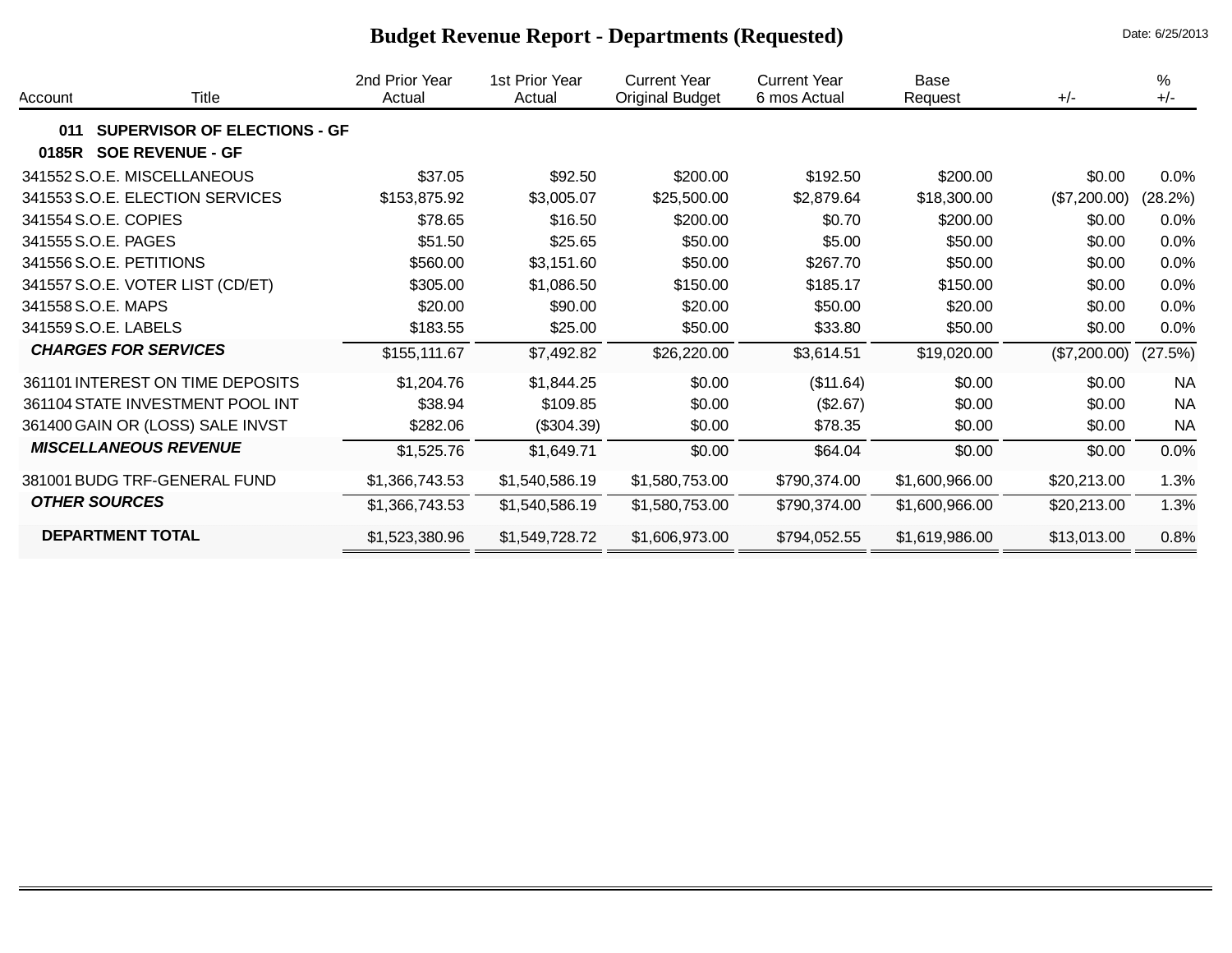# Budget Revenue Report - Departments (Requested)

Date: 6/25/2013

| Account | Title | 2nd Prior Year Actual | 1st Prior Year Actual | Current Year Original Budget | Current Year 6 mos Actual | Base Request | +/- | % +/- |
|---|---|---|---|---|---|---|---|---|
| **011** | **SUPERVISOR OF ELECTIONS - GF** | | | | | | | |
| **0185R** | **SOE REVENUE - GF** | | | | | | | |
| 341552 | S.O.E. MISCELLANEOUS | $37.05 | $92.50 | $200.00 | $192.50 | $200.00 | $0.00 | 0.0% |
| 341553 | S.O.E. ELECTION SERVICES | $153,875.92 | $3,005.07 | $25,500.00 | $2,879.64 | $18,300.00 | ($7,200.00) | (28.2%) |
| 341554 | S.O.E. COPIES | $78.65 | $16.50 | $200.00 | $0.70 | $200.00 | $0.00 | 0.0% |
| 341555 | S.O.E. PAGES | $51.50 | $25.65 | $50.00 | $5.00 | $50.00 | $0.00 | 0.0% |
| 341556 | S.O.E. PETITIONS | $560.00 | $3,151.60 | $50.00 | $267.70 | $50.00 | $0.00 | 0.0% |
| 341557 | S.O.E. VOTER LIST (CD/ET) | $305.00 | $1,086.50 | $150.00 | $185.17 | $150.00 | $0.00 | 0.0% |
| 341558 | S.O.E. MAPS | $20.00 | $90.00 | $20.00 | $50.00 | $20.00 | $0.00 | 0.0% |
| 341559 | S.O.E. LABELS | $183.55 | $25.00 | $50.00 | $33.80 | $50.00 | $0.00 | 0.0% |
| | ***CHARGES FOR SERVICES*** | $155,111.67 | $7,492.82 | $26,220.00 | $3,614.51 | $19,020.00 | ($7,200.00) | (27.5%) |
| 361101 | INTEREST ON TIME DEPOSITS | $1,204.76 | $1,844.25 | $0.00 | ($11.64) | $0.00 | $0.00 | NA |
| 361104 | STATE INVESTMENT POOL INT | $38.94 | $109.85 | $0.00 | ($2.67) | $0.00 | $0.00 | NA |
| 361400 | GAIN OR (LOSS) SALE INVST | $282.06 | ($304.39) | $0.00 | $78.35 | $0.00 | $0.00 | NA |
| | ***MISCELLANEOUS REVENUE*** | $1,525.76 | $1,649.71 | $0.00 | $64.04 | $0.00 | $0.00 | 0.0% |
| 381001 | BUDG TRF-GENERAL FUND | $1,366,743.53 | $1,540,586.19 | $1,580,753.00 | $790,374.00 | $1,600,966.00 | $20,213.00 | 1.3% |
| | ***OTHER SOURCES*** | $1,366,743.53 | $1,540,586.19 | $1,580,753.00 | $790,374.00 | $1,600,966.00 | $20,213.00 | 1.3% |
| | **DEPARTMENT TOTAL** | $1,523,380.96 | $1,549,728.72 | $1,606,973.00 | $794,052.55 | $1,619,986.00 | $13,013.00 | 0.8% |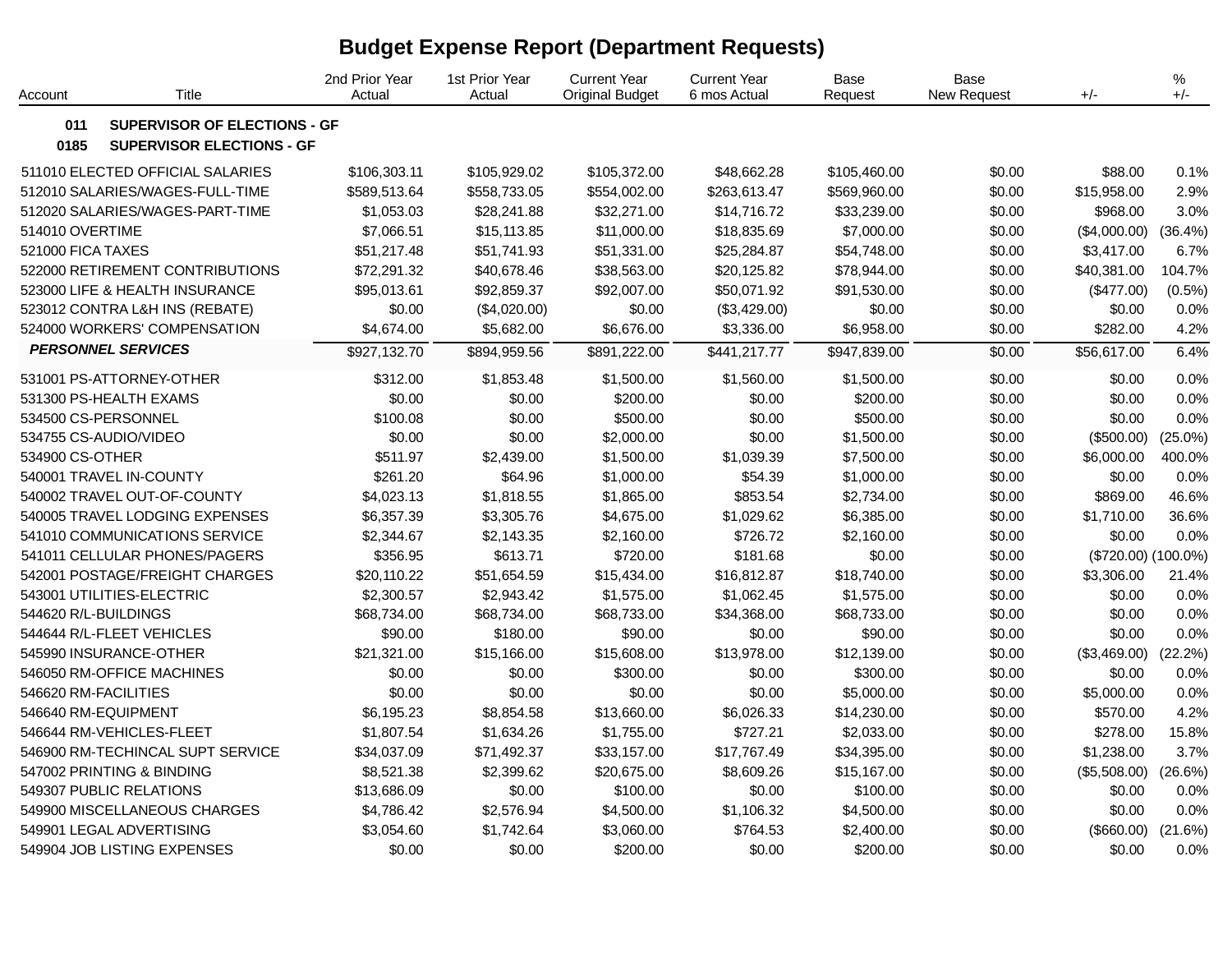# Budget Expense Report (Department Requests)

| Account | Title | 2nd Prior Year Actual | 1st Prior Year Actual | Current Year Original Budget | Current Year 6 mos Actual | Base Request | Base New Request | +/- | % +/- |
|---|---|---|---|---|---|---|---|---|---|
| **011** | **SUPERVISOR OF ELECTIONS - GF** | | | | | | | | |
| **0185** | **SUPERVISOR ELECTIONS - GF** | | | | | | | | |
| 511010 | ELECTED OFFICIAL SALARIES | $106,303.11 | $105,929.02 | $105,372.00 | $48,662.28 | $105,460.00 | $0.00 | $88.00 | 0.1% |
| 512010 | SALARIES/WAGES-FULL-TIME | $589,513.64 | $558,733.05 | $554,002.00 | $263,613.47 | $569,960.00 | $0.00 | $15,958.00 | 2.9% |
| 512020 | SALARIES/WAGES-PART-TIME | $1,053.03 | $28,241.88 | $32,271.00 | $14,716.72 | $33,239.00 | $0.00 | $968.00 | 3.0% |
| 514010 | OVERTIME | $7,066.51 | $15,113.85 | $11,000.00 | $18,835.69 | $7,000.00 | $0.00 | ($4,000.00) | (36.4%) |
| 521000 | FICA TAXES | $51,217.48 | $51,741.93 | $51,331.00 | $25,284.87 | $54,748.00 | $0.00 | $3,417.00 | 6.7% |
| 522000 | RETIREMENT CONTRIBUTIONS | $72,291.32 | $40,678.46 | $38,563.00 | $20,125.82 | $78,944.00 | $0.00 | $40,381.00 | 104.7% |
| 523000 | LIFE & HEALTH INSURANCE | $95,013.61 | $92,859.37 | $92,007.00 | $50,071.92 | $91,530.00 | $0.00 | ($477.00) | (0.5%) |
| 523012 | CONTRA L&H INS (REBATE) | $0.00 | ($4,020.00) | $0.00 | ($3,429.00) | $0.00 | $0.00 | $0.00 | 0.0% |
| 524000 | WORKERS' COMPENSATION | $4,674.00 | $5,682.00 | $6,676.00 | $3,336.00 | $6,958.00 | $0.00 | $282.00 | 4.2% |
| ***PERSONNEL SERVICES*** | | $927,132.70 | $894,959.56 | $891,222.00 | $441,217.77 | $947,839.00 | $0.00 | $56,617.00 | 6.4% |
| 531001 | PS-ATTORNEY-OTHER | $312.00 | $1,853.48 | $1,500.00 | $1,560.00 | $1,500.00 | $0.00 | $0.00 | 0.0% |
| 531300 | PS-HEALTH EXAMS | $0.00 | $0.00 | $200.00 | $0.00 | $200.00 | $0.00 | $0.00 | 0.0% |
| 534500 | CS-PERSONNEL | $100.08 | $0.00 | $500.00 | $0.00 | $500.00 | $0.00 | $0.00 | 0.0% |
| 534755 | CS-AUDIO/VIDEO | $0.00 | $0.00 | $2,000.00 | $0.00 | $1,500.00 | $0.00 | ($500.00) | (25.0%) |
| 534900 | CS-OTHER | $511.97 | $2,439.00 | $1,500.00 | $1,039.39 | $7,500.00 | $0.00 | $6,000.00 | 400.0% |
| 540001 | TRAVEL IN-COUNTY | $261.20 | $64.96 | $1,000.00 | $54.39 | $1,000.00 | $0.00 | $0.00 | 0.0% |
| 540002 | TRAVEL OUT-OF-COUNTY | $4,023.13 | $1,818.55 | $1,865.00 | $853.54 | $2,734.00 | $0.00 | $869.00 | 46.6% |
| 540005 | TRAVEL LODGING EXPENSES | $6,357.39 | $3,305.76 | $4,675.00 | $1,029.62 | $6,385.00 | $0.00 | $1,710.00 | 36.6% |
| 541010 | COMMUNICATIONS SERVICE | $2,344.67 | $2,143.35 | $2,160.00 | $726.72 | $2,160.00 | $0.00 | $0.00 | 0.0% |
| 541011 | CELLULAR PHONES/PAGERS | $356.95 | $613.71 | $720.00 | $181.68 | $0.00 | $0.00 | ($720.00) | (100.0%) |
| 542001 | POSTAGE/FREIGHT CHARGES | $20,110.22 | $51,654.59 | $15,434.00 | $16,812.87 | $18,740.00 | $0.00 | $3,306.00 | 21.4% |
| 543001 | UTILITIES-ELECTRIC | $2,300.57 | $2,943.42 | $1,575.00 | $1,062.45 | $1,575.00 | $0.00 | $0.00 | 0.0% |
| 544620 | R/L-BUILDINGS | $68,734.00 | $68,734.00 | $68,733.00 | $34,368.00 | $68,733.00 | $0.00 | $0.00 | 0.0% |
| 544644 | R/L-FLEET VEHICLES | $90.00 | $180.00 | $90.00 | $0.00 | $90.00 | $0.00 | $0.00 | 0.0% |
| 545990 | INSURANCE-OTHER | $21,321.00 | $15,166.00 | $15,608.00 | $13,978.00 | $12,139.00 | $0.00 | ($3,469.00) | (22.2%) |
| 546050 | RM-OFFICE MACHINES | $0.00 | $0.00 | $300.00 | $0.00 | $300.00 | $0.00 | $0.00 | 0.0% |
| 546620 | RM-FACILITIES | $0.00 | $0.00 | $0.00 | $0.00 | $5,000.00 | $0.00 | $5,000.00 | 0.0% |
| 546640 | RM-EQUIPMENT | $6,195.23 | $8,854.58 | $13,660.00 | $6,026.33 | $14,230.00 | $0.00 | $570.00 | 4.2% |
| 546644 | RM-VEHICLES-FLEET | $1,807.54 | $1,634.26 | $1,755.00 | $727.21 | $2,033.00 | $0.00 | $278.00 | 15.8% |
| 546900 | RM-TECHINCAL SUPT SERVICE | $34,037.09 | $71,492.37 | $33,157.00 | $17,767.49 | $34,395.00 | $0.00 | $1,238.00 | 3.7% |
| 547002 | PRINTING & BINDING | $8,521.38 | $2,399.62 | $20,675.00 | $8,609.26 | $15,167.00 | $0.00 | ($5,508.00) | (26.6%) |
| 549307 | PUBLIC RELATIONS | $13,686.09 | $0.00 | $100.00 | $0.00 | $100.00 | $0.00 | $0.00 | 0.0% |
| 549900 | MISCELLANEOUS CHARGES | $4,786.42 | $2,576.94 | $4,500.00 | $1,106.32 | $4,500.00 | $0.00 | $0.00 | 0.0% |
| 549901 | LEGAL ADVERTISING | $3,054.60 | $1,742.64 | $3,060.00 | $764.53 | $2,400.00 | $0.00 | ($660.00) | (21.6%) |
| 549904 | JOB LISTING EXPENSES | $0.00 | $0.00 | $200.00 | $0.00 | $200.00 | $0.00 | $0.00 | 0.0% |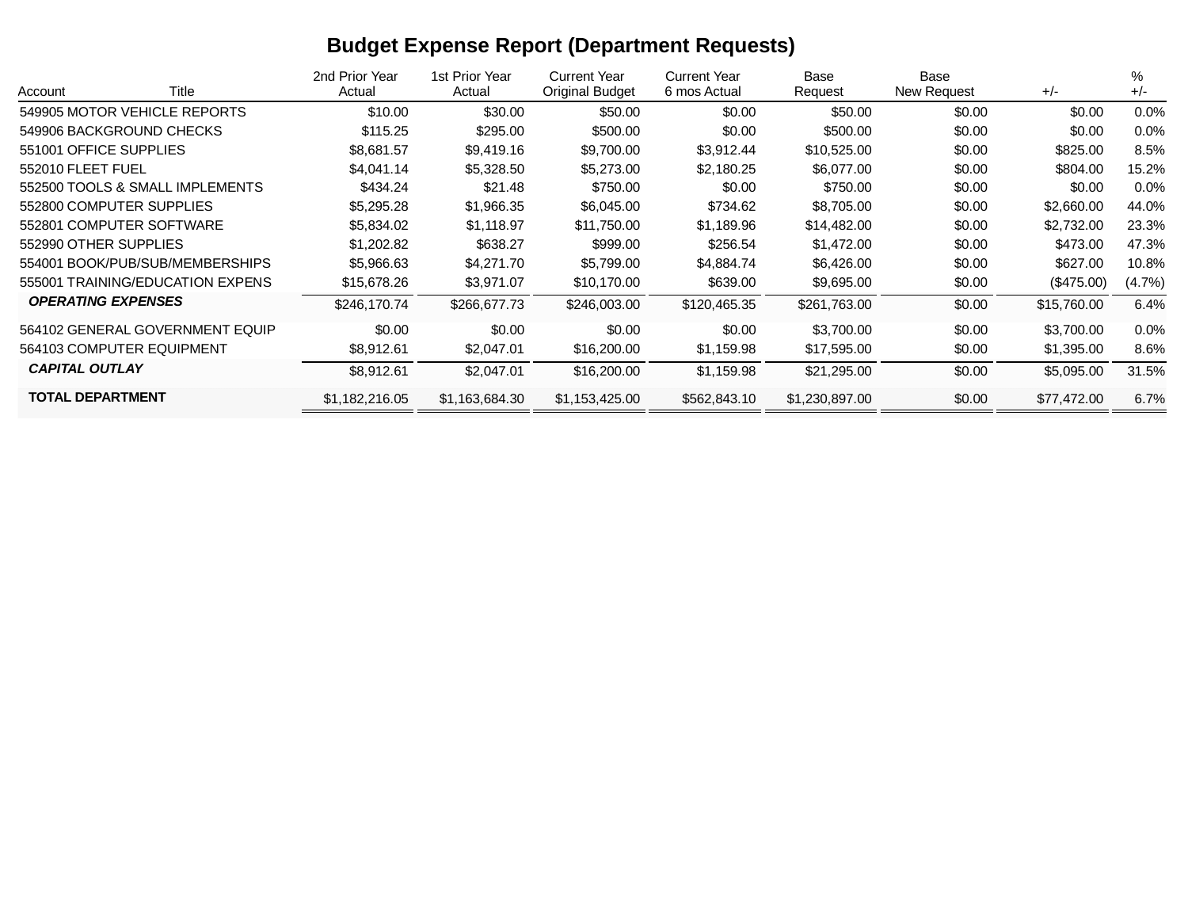# Budget Expense Report (Department Requests)

| Account | Title | 2nd Prior Year Actual | 1st Prior Year Actual | Current Year Original Budget | Current Year 6 mos Actual | Base Request | Base New Request | +/- | % +/- |
|---|---|---|---|---|---|---|---|---|---|
| 549905 | MOTOR VEHICLE REPORTS | $10.00 | $30.00 | $50.00 | $0.00 | $50.00 | $0.00 | $0.00 | 0.0% |
| 549906 | BACKGROUND CHECKS | $115.25 | $295.00 | $500.00 | $0.00 | $500.00 | $0.00 | $0.00 | 0.0% |
| 551001 | OFFICE SUPPLIES | $8,681.57 | $9,419.16 | $9,700.00 | $3,912.44 | $10,525.00 | $0.00 | $825.00 | 8.5% |
| 552010 | FLEET FUEL | $4,041.14 | $5,328.50 | $5,273.00 | $2,180.25 | $6,077.00 | $0.00 | $804.00 | 15.2% |
| 552500 | TOOLS & SMALL IMPLEMENTS | $434.24 | $21.48 | $750.00 | $0.00 | $750.00 | $0.00 | $0.00 | 0.0% |
| 552800 | COMPUTER SUPPLIES | $5,295.28 | $1,966.35 | $6,045.00 | $734.62 | $8,705.00 | $0.00 | $2,660.00 | 44.0% |
| 552801 | COMPUTER SOFTWARE | $5,834.02 | $1,118.97 | $11,750.00 | $1,189.96 | $14,482.00 | $0.00 | $2,732.00 | 23.3% |
| 552990 | OTHER SUPPLIES | $1,202.82 | $638.27 | $999.00 | $256.54 | $1,472.00 | $0.00 | $473.00 | 47.3% |
| 554001 | BOOK/PUB/SUB/MEMBERSHIPS | $5,966.63 | $4,271.70 | $5,799.00 | $4,884.74 | $6,426.00 | $0.00 | $627.00 | 10.8% |
| 555001 | TRAINING/EDUCATION EXPENS | $15,678.26 | $3,971.07 | $10,170.00 | $639.00 | $9,695.00 | $0.00 | ($475.00) | (4.7%) |
| ***OPERATING EXPENSES*** | | $246,170.74 | $266,677.73 | $246,003.00 | $120,465.35 | $261,763.00 | $0.00 | $15,760.00 | 6.4% |
| 564102 | GENERAL GOVERNMENT EQUIP | $0.00 | $0.00 | $0.00 | $0.00 | $3,700.00 | $0.00 | $3,700.00 | 0.0% |
| 564103 | COMPUTER EQUIPMENT | $8,912.61 | $2,047.01 | $16,200.00 | $1,159.98 | $17,595.00 | $0.00 | $1,395.00 | 8.6% |
| ***CAPITAL OUTLAY*** | | $8,912.61 | $2,047.01 | $16,200.00 | $1,159.98 | $21,295.00 | $0.00 | $5,095.00 | 31.5% |
| **TOTAL DEPARTMENT** | | $1,182,216.05 | $1,163,684.30 | $1,153,425.00 | $562,843.10 | $1,230,897.00 | $0.00 | $77,472.00 | 6.7% |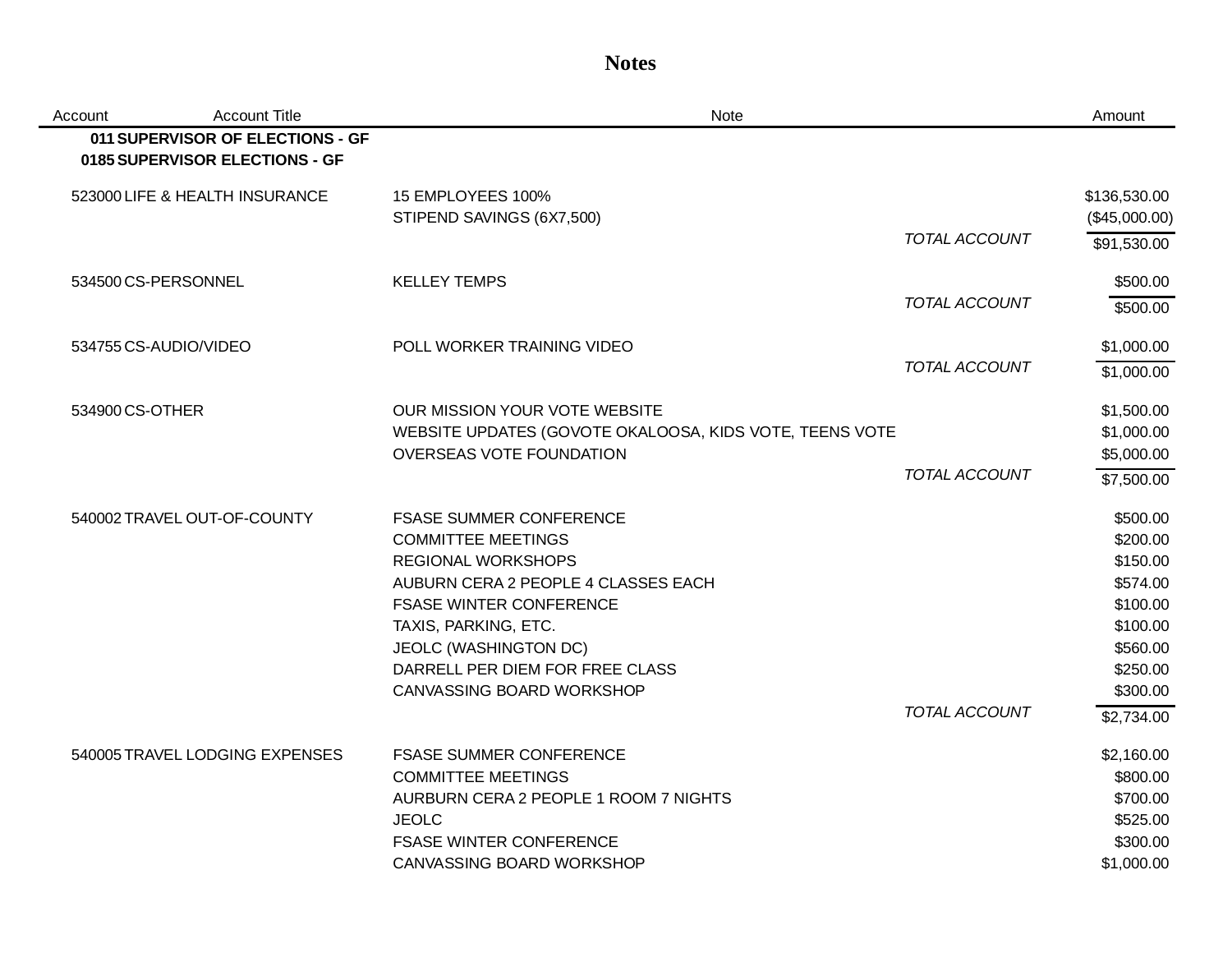# Notes

| Account | Account Title | Note | | Amount |
|---|---|---|---|---|
| **011** | **SUPERVISOR OF ELECTIONS - GF** | | | |
| **0185** | **SUPERVISOR ELECTIONS - GF** | | | |
| 523000 | LIFE & HEALTH INSURANCE | 15 EMPLOYEES 100% | | $136,530.00 |
| | | STIPEND SAVINGS (6X7,500) | | ($45,000.00) |
| | | | *TOTAL ACCOUNT* | $91,530.00 |
| 534500 | CS-PERSONNEL | KELLEY TEMPS | | $500.00 |
| | | | *TOTAL ACCOUNT* | $500.00 |
| 534755 | CS-AUDIO/VIDEO | POLL WORKER TRAINING VIDEO | | $1,000.00 |
| | | | *TOTAL ACCOUNT* | $1,000.00 |
| 534900 | CS-OTHER | OUR MISSION YOUR VOTE WEBSITE | | $1,500.00 |
| | | WEBSITE UPDATES (GOVOTE OKALOOSA, KIDS VOTE, TEENS VOTE | | $1,000.00 |
| | | OVERSEAS VOTE FOUNDATION | | $5,000.00 |
| | | | *TOTAL ACCOUNT* | $7,500.00 |
| 540002 | TRAVEL OUT-OF-COUNTY | FSASE SUMMER CONFERENCE | | $500.00 |
| | | COMMITTEE MEETINGS | | $200.00 |
| | | REGIONAL WORKSHOPS | | $150.00 |
| | | AUBURN CERA 2 PEOPLE 4 CLASSES EACH | | $574.00 |
| | | FSASE WINTER CONFERENCE | | $100.00 |
| | | TAXIS, PARKING, ETC. | | $100.00 |
| | | JEOLC (WASHINGTON DC) | | $560.00 |
| | | DARRELL PER DIEM FOR FREE CLASS | | $250.00 |
| | | CANVASSING BOARD WORKSHOP | | $300.00 |
| | | | *TOTAL ACCOUNT* | $2,734.00 |
| 540005 | TRAVEL LODGING EXPENSES | FSASE SUMMER CONFERENCE | | $2,160.00 |
| | | COMMITTEE MEETINGS | | $800.00 |
| | | AURBURN CERA 2 PEOPLE 1 ROOM 7 NIGHTS | | $700.00 |
| | | JEOLC | | $525.00 |
| | | FSASE WINTER CONFERENCE | | $300.00 |
| | | CANVASSING BOARD WORKSHOP | | $1,000.00 |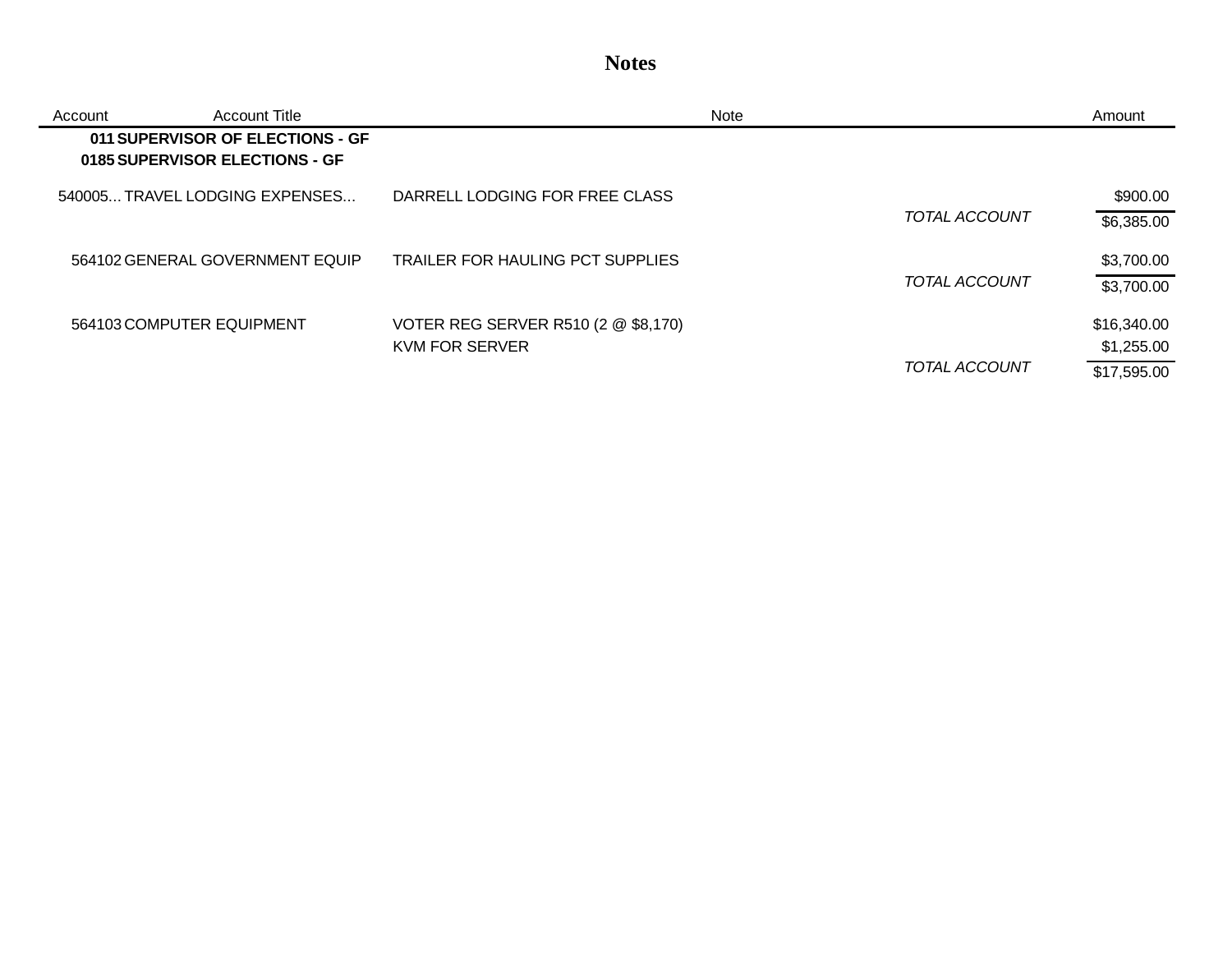# Notes

| Account | Account Title | Note | | Amount |
|---|---|---|---|---|
| **011** | **SUPERVISOR OF ELECTIONS - GF** | | | |
| **0185** | **SUPERVISOR ELECTIONS - GF** | | | |
| 540005... | TRAVEL LODGING EXPENSES... | DARRELL LODGING FOR FREE CLASS | | $900.00 |
| | | | *TOTAL ACCOUNT* | $6,385.00 |
| 564102 | GENERAL GOVERNMENT EQUIP | TRAILER FOR HAULING PCT SUPPLIES | | $3,700.00 |
| | | | *TOTAL ACCOUNT* | $3,700.00 |
| 564103 | COMPUTER EQUIPMENT | VOTER REG SERVER R510 (2 @ $8,170) | | $16,340.00 |
| | | KVM FOR SERVER | | $1,255.00 |
| | | | *TOTAL ACCOUNT* | $17,595.00 |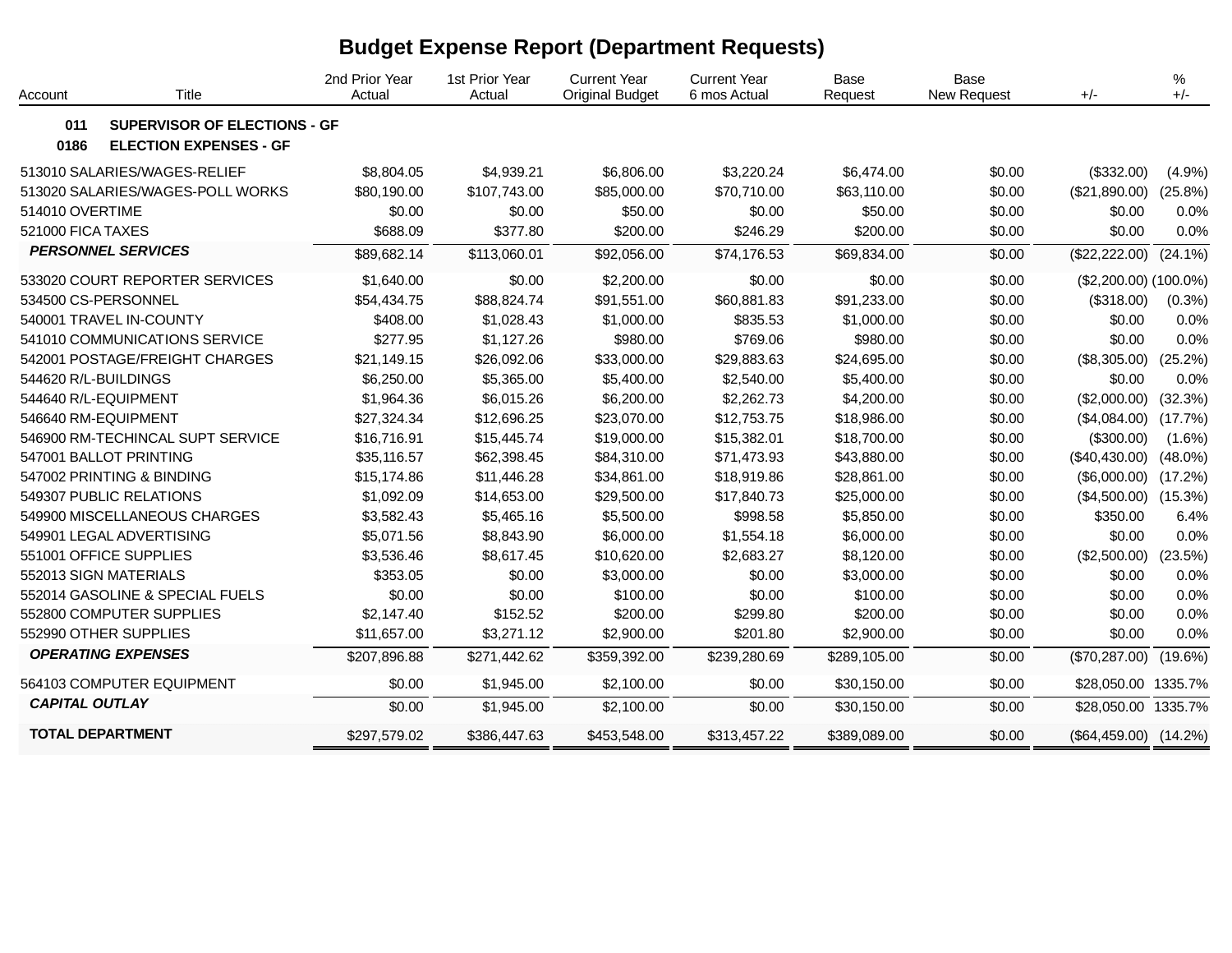# Budget Expense Report (Department Requests)

| Account | Title | 2nd Prior Year Actual | 1st Prior Year Actual | Current Year Original Budget | Current Year 6 mos Actual | Base Request | Base New Request | +/- | % +/- |
|---|---|---|---|---|---|---|---|---|---|
| **011** | **SUPERVISOR OF ELECTIONS - GF** | | | | | | | | |
| **0186** | **ELECTION EXPENSES - GF** | | | | | | | | |
| 513010 | SALARIES/WAGES-RELIEF | $8,804.05 | $4,939.21 | $6,806.00 | $3,220.24 | $6,474.00 | $0.00 | ($332.00) | (4.9%) |
| 513020 | SALARIES/WAGES-POLL WORKS | $80,190.00 | $107,743.00 | $85,000.00 | $70,710.00 | $63,110.00 | $0.00 | ($21,890.00) | (25.8%) |
| 514010 | OVERTIME | $0.00 | $0.00 | $50.00 | $0.00 | $50.00 | $0.00 | $0.00 | 0.0% |
| 521000 | FICA TAXES | $688.09 | $377.80 | $200.00 | $246.29 | $200.00 | $0.00 | $0.00 | 0.0% |
| | ***PERSONNEL SERVICES*** | $89,682.14 | $113,060.01 | $92,056.00 | $74,176.53 | $69,834.00 | $0.00 | ($22,222.00) | (24.1%) |
| 533020 | COURT REPORTER SERVICES | $1,640.00 | $0.00 | $2,200.00 | $0.00 | $0.00 | $0.00 | ($2,200.00) | (100.0%) |
| 534500 | CS-PERSONNEL | $54,434.75 | $88,824.74 | $91,551.00 | $60,881.83 | $91,233.00 | $0.00 | ($318.00) | (0.3%) |
| 540001 | TRAVEL IN-COUNTY | $408.00 | $1,028.43 | $1,000.00 | $835.53 | $1,000.00 | $0.00 | $0.00 | 0.0% |
| 541010 | COMMUNICATIONS SERVICE | $277.95 | $1,127.26 | $980.00 | $769.06 | $980.00 | $0.00 | $0.00 | 0.0% |
| 542001 | POSTAGE/FREIGHT CHARGES | $21,149.15 | $26,092.06 | $33,000.00 | $29,883.63 | $24,695.00 | $0.00 | ($8,305.00) | (25.2%) |
| 544620 | R/L-BUILDINGS | $6,250.00 | $5,365.00 | $5,400.00 | $2,540.00 | $5,400.00 | $0.00 | $0.00 | 0.0% |
| 544640 | R/L-EQUIPMENT | $1,964.36 | $6,015.26 | $6,200.00 | $2,262.73 | $4,200.00 | $0.00 | ($2,000.00) | (32.3%) |
| 546640 | RM-EQUIPMENT | $27,324.34 | $12,696.25 | $23,070.00 | $12,753.75 | $18,986.00 | $0.00 | ($4,084.00) | (17.7%) |
| 546900 | RM-TECHINCAL SUPT SERVICE | $16,716.91 | $15,445.74 | $19,000.00 | $15,382.01 | $18,700.00 | $0.00 | ($300.00) | (1.6%) |
| 547001 | BALLOT PRINTING | $35,116.57 | $62,398.45 | $84,310.00 | $71,473.93 | $43,880.00 | $0.00 | ($40,430.00) | (48.0%) |
| 547002 | PRINTING & BINDING | $15,174.86 | $11,446.28 | $34,861.00 | $18,919.86 | $28,861.00 | $0.00 | ($6,000.00) | (17.2%) |
| 549307 | PUBLIC RELATIONS | $1,092.09 | $14,653.00 | $29,500.00 | $17,840.73 | $25,000.00 | $0.00 | ($4,500.00) | (15.3%) |
| 549900 | MISCELLANEOUS CHARGES | $3,582.43 | $5,465.16 | $5,500.00 | $998.58 | $5,850.00 | $0.00 | $350.00 | 6.4% |
| 549901 | LEGAL ADVERTISING | $5,071.56 | $8,843.90 | $6,000.00 | $1,554.18 | $6,000.00 | $0.00 | $0.00 | 0.0% |
| 551001 | OFFICE SUPPLIES | $3,536.46 | $8,617.45 | $10,620.00 | $2,683.27 | $8,120.00 | $0.00 | ($2,500.00) | (23.5%) |
| 552013 | SIGN MATERIALS | $353.05 | $0.00 | $3,000.00 | $0.00 | $3,000.00 | $0.00 | $0.00 | 0.0% |
| 552014 | GASOLINE & SPECIAL FUELS | $0.00 | $0.00 | $100.00 | $0.00 | $100.00 | $0.00 | $0.00 | 0.0% |
| 552800 | COMPUTER SUPPLIES | $2,147.40 | $152.52 | $200.00 | $299.80 | $200.00 | $0.00 | $0.00 | 0.0% |
| 552990 | OTHER SUPPLIES | $11,657.00 | $3,271.12 | $2,900.00 | $201.80 | $2,900.00 | $0.00 | $0.00 | 0.0% |
| | ***OPERATING EXPENSES*** | $207,896.88 | $271,442.62 | $359,392.00 | $239,280.69 | $289,105.00 | $0.00 | ($70,287.00) | (19.6%) |
| 564103 | COMPUTER EQUIPMENT | $0.00 | $1,945.00 | $2,100.00 | $0.00 | $30,150.00 | $0.00 | $28,050.00 | 1335.7% |
| | ***CAPITAL OUTLAY*** | $0.00 | $1,945.00 | $2,100.00 | $0.00 | $30,150.00 | $0.00 | $28,050.00 | 1335.7% |
| | **TOTAL DEPARTMENT** | $297,579.02 | $386,447.63 | $453,548.00 | $313,457.22 | $389,089.00 | $0.00 | ($64,459.00) | (14.2%) |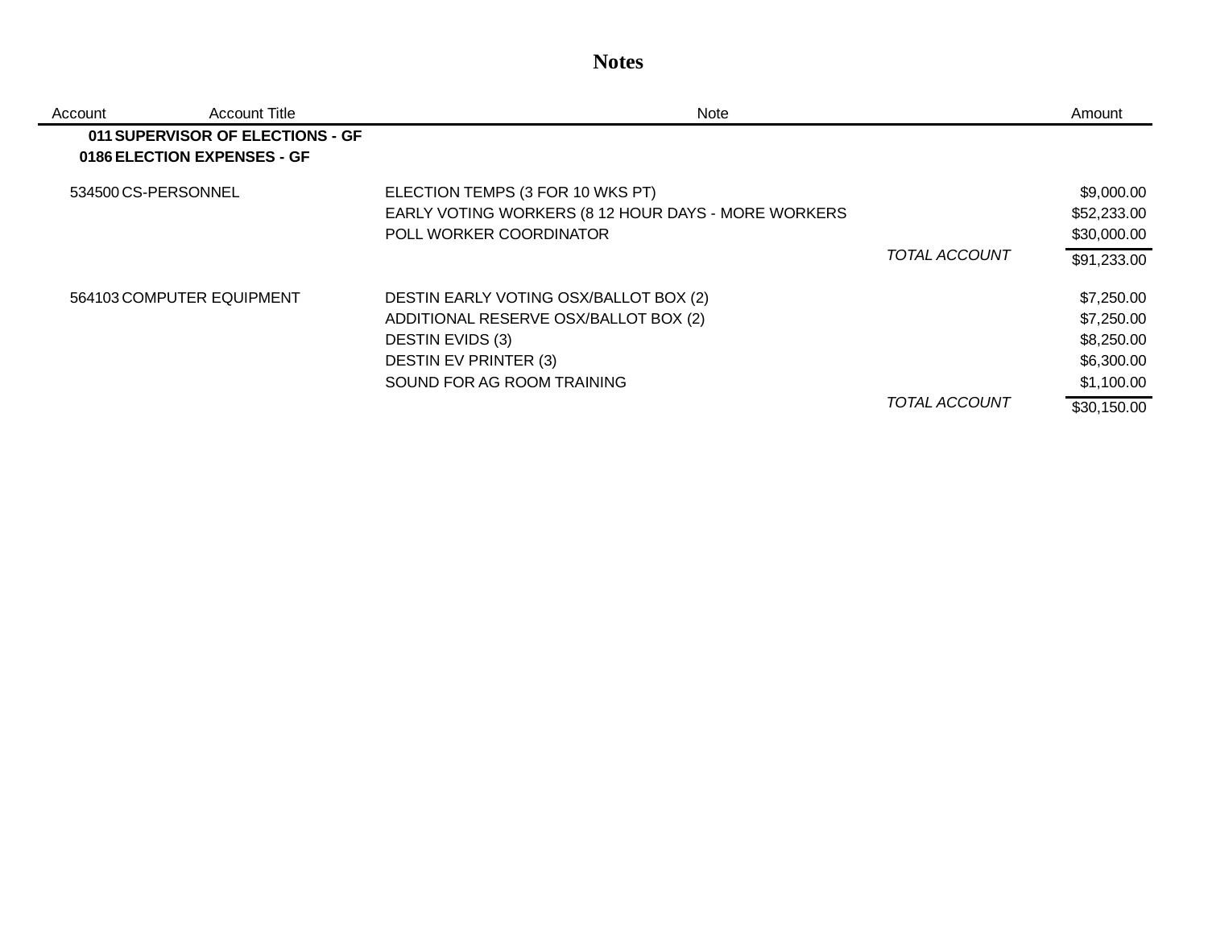# Notes

| Account | Account Title | Note | | Amount |
|---|---|---|---|---|
| **011** | **SUPERVISOR OF ELECTIONS - GF** | | | |
| **0186** | **ELECTION EXPENSES - GF** | | | |
| 534500 | CS-PERSONNEL | ELECTION TEMPS (3 FOR 10 WKS PT) | | $9,000.00 |
| | | EARLY VOTING WORKERS (8 12 HOUR DAYS - MORE WORKERS | | $52,233.00 |
| | | POLL WORKER COORDINATOR | | $30,000.00 |
| | | | *TOTAL ACCOUNT* | $91,233.00 |
| 564103 | COMPUTER EQUIPMENT | DESTIN EARLY VOTING OSX/BALLOT BOX (2) | | $7,250.00 |
| | | ADDITIONAL RESERVE OSX/BALLOT BOX (2) | | $7,250.00 |
| | | DESTIN EVIDS (3) | | $8,250.00 |
| | | DESTIN EV PRINTER (3) | | $6,300.00 |
| | | SOUND FOR AG ROOM TRAINING | | $1,100.00 |
| | | | *TOTAL ACCOUNT* | $30,150.00 |